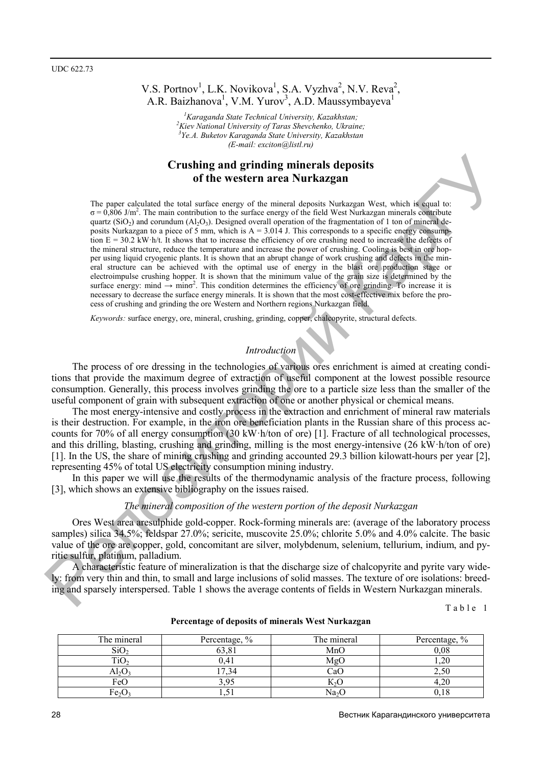UDC 622.73

V.S. Portnov[1], L.K. Novikova[1], S.A. Vyzhva[2], N.V. Reva[2], A.R. Baizhanova[1], V.M. Yurov[3], A.D. Maussymbayeva[1]

[1]*Karaganda State Technical University, Kazakhstan;*
[2]*Kiev National University of Taras Shevchenko, Ukraine;*
[3]*Ye.A. Buketov Karaganda State University, Kazakhstan*
*(E-mail: exciton@listl.ru)*

# Crushing and grinding minerals deposits of the western area Nurkazgan

The paper calculated the total surface energy of the mineral deposits Nurkazgan West, which is equal to: $\sigma = 0{,}806$ J/m$^2$. The main contribution to the surface energy of the field West Nurkazgan minerals contribute quartz ($SiO_2$) and corundum ($Al_2O_3$). Designed overall operation of the fragmentation of 1 ton of mineral deposits Nurkazgan to a piece of 5 mm, which is A = 3.014 J. This corresponds to a specific energy consumption E = 30.2 kW·h/t. It shows that to increase the efficiency of ore crushing need to increase the defects of the mineral structure, reduce the temperature and increase the power of crushing. Cooling is best in ore hopper using liquid cryogenic plants. It is shown that an abrupt change of work crushing and defects in the mineral structure can be achieved with the optimal use of energy in the blast ore production stage or electroimpulse crushing hopper. It is shown that the minimum value of the grain size is determined by the surface energy: mind → min$\sigma^2$. This condition determines the efficiency of ore grinding. To increase it is necessary to decrease the surface energy minerals. It is shown that the most cost-effective mix before the process of crushing and grinding the ore Western and Northern regions Nurkazgan field.

*Keywords:* surface energy, ore, mineral, crushing, grinding, copper, chalcopyrite, structural defects.

## *Introduction*

The process of ore dressing in the technologies of various ores enrichment is aimed at creating conditions that provide the maximum degree of extraction of useful component at the lowest possible resource consumption. Generally, this process involves grinding the ore to a particle size less than the smaller of the useful component of grain with subsequent extraction of one or another physical or chemical means.

The most energy-intensive and costly process in the extraction and enrichment of mineral raw materials is their destruction. For example, in the iron ore beneficiation plants in the Russian share of this process accounts for 70% of all energy consumption (30 kW·h/ton of ore) [1]. Fracture of all technological processes, and this drilling, blasting, crushing and grinding, milling is the most energy-intensive (26 kW·h/ton of ore) [1]. In the US, the share of mining crushing and grinding accounted 29.3 billion kilowatt-hours per year [2], representing 45% of total US electricity consumption mining industry.

In this paper we will use the results of the thermodynamic analysis of the fracture process, following [3], which shows an extensive bibliography on the issues raised.

## *The mineral composition of the western portion of the deposit Nurkazgan*

Ores West area aresulphide gold-copper. Rock-forming minerals are: (average of the laboratory process samples) silica 34.5%; feldspar 27.0%; sericite, muscovite 25.0%; chlorite 5.0% and 4.0% calcite. The basic value of the ore are copper, gold, concomitant are silver, molybdenum, selenium, tellurium, indium, and pyritic sulfur, platinum, palladium.

A characteristic feature of mineralization is that the discharge size of chalcopyrite and pyrite vary widely: from very thin and thin, to small and large inclusions of solid masses. The texture of ore isolations: breeding and sparsely interspersed. Table 1 shows the average contents of fields in Western Nurkazgan minerals.

Table 1

**Percentage of deposits of minerals West Nurkazgan**

| The mineral | Percentage, % | The mineral | Percentage, % |
|---|---|---|---|
| $SiO_2$ | 63,81 | MnO | 0,08 |
| $TiO_2$ | 0,41 | MgO | 1,20 |
| $Al_2O_3$ | 17,34 | CaO | 2,50 |
| FeO | 3,95 | $K_2O$ | 4,20 |
| $Fe_2O_3$ | 1,51 | $Na_2O$ | 0,18 |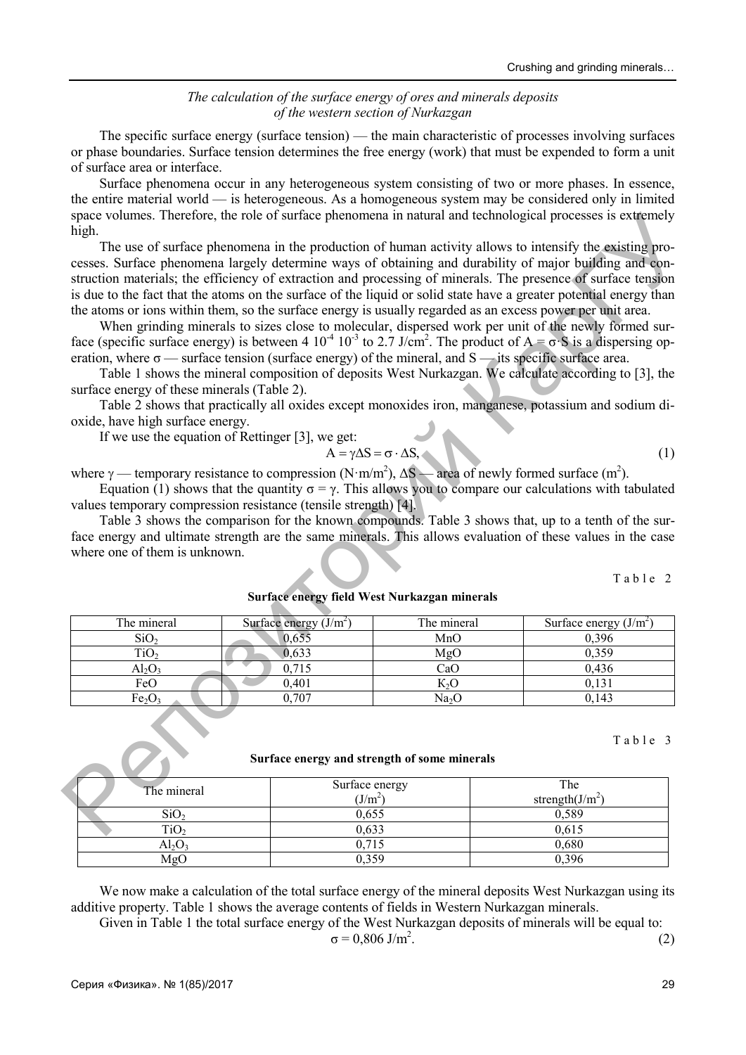*The calculation of the surface energy of ores and minerals deposits of the western section of Nurkazgan*

The specific surface energy (surface tension) — the main characteristic of processes involving surfaces or phase boundaries. Surface tension determines the free energy (work) that must be expended to form a unit of surface area or interface.

Surface phenomena occur in any heterogeneous system consisting of two or more phases. In essence, the entire material world — is heterogeneous. As a homogeneous system may be considered only in limited space volumes. Therefore, the role of surface phenomena in natural and technological processes is extremely high.

The use of surface phenomena in the production of human activity allows to intensify the existing processes. Surface phenomena largely determine ways of obtaining and durability of major building and construction materials; the efficiency of extraction and processing of minerals. The presence of surface tension is due to the fact that the atoms on the surface of the liquid or solid state have a greater potential energy than the atoms or ions within them, so the surface energy is usually regarded as an excess power per unit area.

When grinding minerals to sizes close to molecular, dispersed work per unit of the newly formed surface (specific surface energy) is between $4\ 10^{-4}\ 10^{-3}$ to 2.7 J/cm$^2$. The product of $A = \sigma \cdot S$ is a dispersing operation, where $\sigma$ — surface tension (surface energy) of the mineral, and $S$ — its specific surface area.

Table 1 shows the mineral composition of deposits West Nurkazgan. We calculate according to [3], the surface energy of these minerals (Table 2).

Table 2 shows that practically all oxides except monoxides iron, manganese, potassium and sodium dioxide, have high surface energy.

If we use the equation of Rettinger [3], we get:

$$A = \gamma \Delta S = \sigma \cdot \Delta S, \tag{1}$$

where $\gamma$ — temporary resistance to compression (N·m/m$^2$), $\Delta S$ — area of newly formed surface (m$^2$).

Equation (1) shows that the quantity $\sigma = \gamma$. This allows you to compare our calculations with tabulated values temporary compression resistance (tensile strength) [4].

Table 3 shows the comparison for the known compounds. Table 3 shows that, up to a tenth of the surface energy and ultimate strength are the same minerals. This allows evaluation of these values in the case where one of them is unknown.

Table 2

**Surface energy field West Nurkazgan minerals**

| The mineral | Surface energy (J/m$^2$) | The mineral | Surface energy (J/m$^2$) |
|---|---|---|---|
| $SiO_2$ | 0,655 | MnO | 0,396 |
| $TiO_2$ | 0,633 | MgO | 0,359 |
| $Al_2O_3$ | 0,715 | CaO | 0,436 |
| FeO | 0,401 | $K_2O$ | 0,131 |
| $Fe_2O_3$ | 0,707 | $Na_2O$ | 0,143 |

Table 3

**Surface energy and strength of some minerals**

| The mineral | Surface energy (J/m$^2$) | The strength(J/m$^2$) |
|---|---|---|
| $SiO_2$ | 0,655 | 0,589 |
| $TiO_2$ | 0,633 | 0,615 |
| $Al_2O_3$ | 0,715 | 0,680 |
| MgO | 0,359 | 0,396 |

We now make a calculation of the total surface energy of the mineral deposits West Nurkazgan using its additive property. Table 1 shows the average contents of fields in Western Nurkazgan minerals.

Given in Table 1 the total surface energy of the West Nurkazgan deposits of minerals will be equal to:

$$\sigma = 0{,}806\ \text{J/m}^2. \tag{2}$$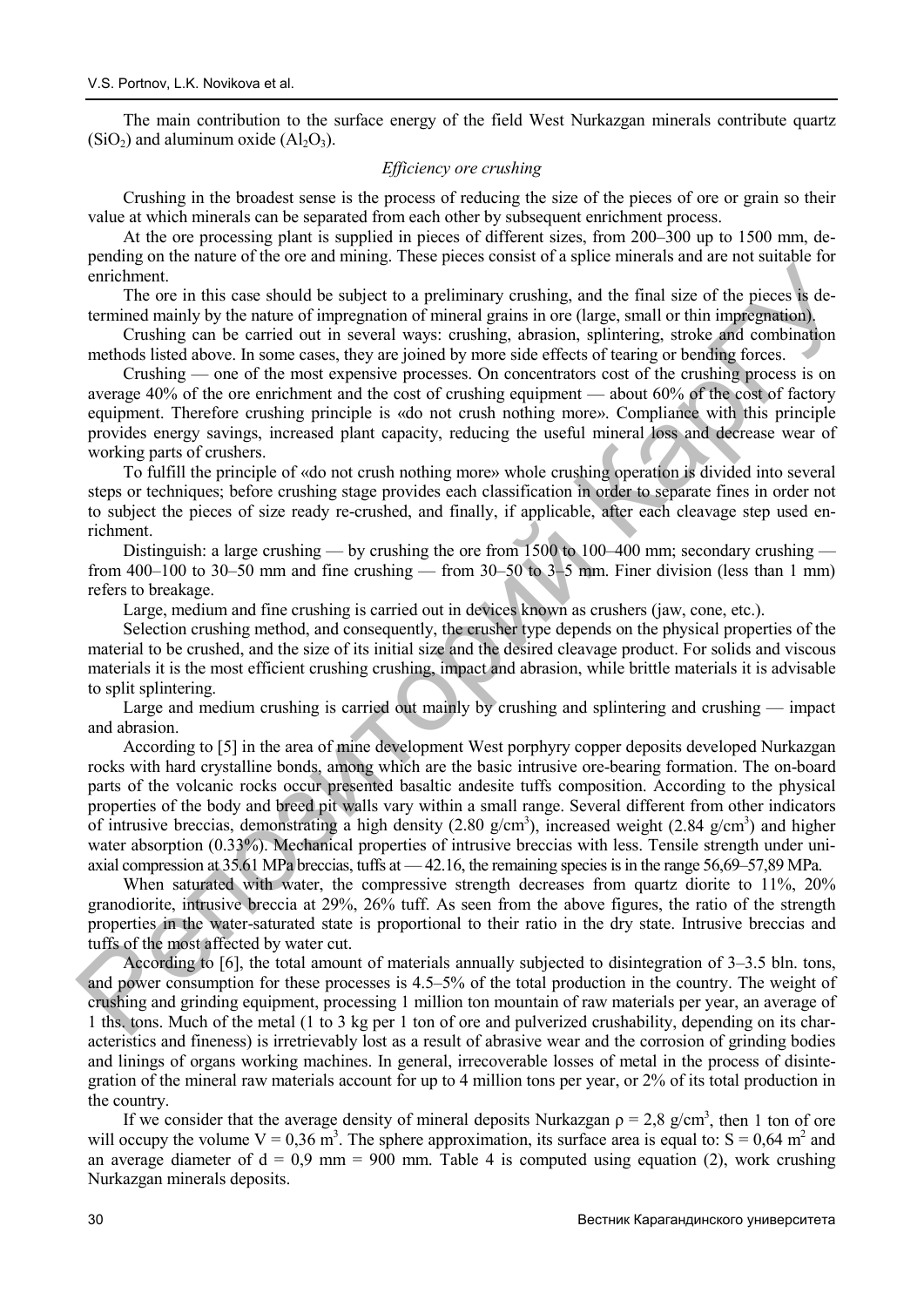The main contribution to the surface energy of the field West Nurkazgan minerals contribute quartz ($SiO_2$) and aluminum oxide ($Al_2O_3$).

*Efficiency ore crushing*

Crushing in the broadest sense is the process of reducing the size of the pieces of ore or grain so their value at which minerals can be separated from each other by subsequent enrichment process.

At the ore processing plant is supplied in pieces of different sizes, from 200–300 up to 1500 mm, depending on the nature of the ore and mining. These pieces consist of a splice minerals and are not suitable for enrichment.

The ore in this case should be subject to a preliminary crushing, and the final size of the pieces is determined mainly by the nature of impregnation of mineral grains in ore (large, small or thin impregnation).

Crushing can be carried out in several ways: crushing, abrasion, splintering, stroke and combination methods listed above. In some cases, they are joined by more side effects of tearing or bending forces.

Crushing — one of the most expensive processes. On concentrators cost of the crushing process is on average 40% of the ore enrichment and the cost of crushing equipment — about 60% of the cost of factory equipment. Therefore crushing principle is «do not crush nothing more». Compliance with this principle provides energy savings, increased plant capacity, reducing the useful mineral loss and decrease wear of working parts of crushers.

To fulfill the principle of «do not crush nothing more» whole crushing operation is divided into several steps or techniques; before crushing stage provides each classification in order to separate fines in order not to subject the pieces of size ready re-crushed, and finally, if applicable, after each cleavage step used enrichment.

Distinguish: a large crushing — by crushing the ore from 1500 to 100–400 mm; secondary crushing — from 400–100 to 30–50 mm and fine crushing — from 30–50 to 3–5 mm. Finer division (less than 1 mm) refers to breakage.

Large, medium and fine crushing is carried out in devices known as crushers (jaw, cone, etc.).

Selection crushing method, and consequently, the crusher type depends on the physical properties of the material to be crushed, and the size of its initial size and the desired cleavage product. For solids and viscous materials it is the most efficient crushing crushing, impact and abrasion, while brittle materials it is advisable to split splintering.

Large and medium crushing is carried out mainly by crushing and splintering and crushing — impact and abrasion.

According to [5] in the area of mine development West porphyry copper deposits developed Nurkazgan rocks with hard crystalline bonds, among which are the basic intrusive ore-bearing formation. The on-board parts of the volcanic rocks occur presented basaltic andesite tuffs composition. According to the physical properties of the body and breed pit walls vary within a small range. Several different from other indicators of intrusive breccias, demonstrating a high density (2.80 g/cm$^3$), increased weight (2.84 g/cm$^3$) and higher water absorption (0.33%). Mechanical properties of intrusive breccias with less. Tensile strength under uniaxial compression at 35.61 MPa breccias, tuffs at — 42.16, the remaining species is in the range 56,69–57,89 MPa.

When saturated with water, the compressive strength decreases from quartz diorite to 11%, 20% granodiorite, intrusive breccia at 29%, 26% tuff. As seen from the above figures, the ratio of the strength properties in the water-saturated state is proportional to their ratio in the dry state. Intrusive breccias and tuffs of the most affected by water cut.

According to [6], the total amount of materials annually subjected to disintegration of 3–3.5 bln. tons, and power consumption for these processes is 4.5–5% of the total production in the country. The weight of crushing and grinding equipment, processing 1 million ton mountain of raw materials per year, an average of 1 ths. tons. Much of the metal (1 to 3 kg per 1 ton of ore and pulverized crushability, depending on its characteristics and fineness) is irretrievably lost as a result of abrasive wear and the corrosion of grinding bodies and linings of organs working machines. In general, irrecoverable losses of metal in the process of disintegration of the mineral raw materials account for up to 4 million tons per year, or 2% of its total production in the country.

If we consider that the average density of mineral deposits Nurkazgan $\rho = 2{,}8$ g/cm$^3$, then 1 ton of ore will occupy the volume $V = 0{,}36$ m$^3$. The sphere approximation, its surface area is equal to: $S = 0{,}64$ m$^2$ and an average diameter of $d = 0{,}9$ mm = 900 mm. Table 4 is computed using equation (2), work crushing Nurkazgan minerals deposits.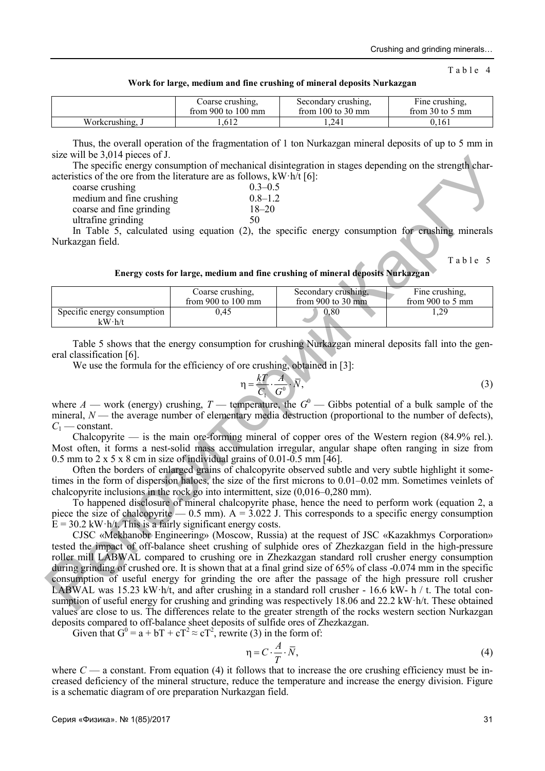Table 4

**Work for large, medium and fine crushing of mineral deposits Nurkazgan**

| | Coarse crushing, from 900 to 100 mm | Secondary crushing, from 100 to 30 mm | Fine crushing, from 30 to 5 mm |
|---|---|---|---|
| Workcrushing, J | 1,612 | 1,241 | 0,161 |

Thus, the overall operation of the fragmentation of 1 ton Nurkazgan mineral deposits of up to 5 mm in size will be 3,014 pieces of J.

The specific energy consumption of mechanical disintegration in stages depending on the strength characteristics of the ore from the literature are as follows, kW·h/t [6]:

| | |
|---|---|
| coarse crushing | 0.3–0.5 |
| medium and fine crushing | 0.8–1.2 |
| coarse and fine grinding | 18–20 |
| ultrafine grinding | 50 |

In Table 5, calculated using equation (2), the specific energy consumption for crushing minerals Nurkazgan field.

Table 5

**Energy costs for large, medium and fine crushing of mineral deposits Nurkazgan**

| | Coarse crushing, from 900 to 100 mm | Secondary crushing, from 900 to 30 mm | Fine crushing, from 900 to 5 mm |
|---|---|---|---|
| Specific energy consumption kW·h/t | 0,45 | 0,80 | 1,29 |

Table 5 shows that the energy consumption for crushing Nurkazgan mineral deposits fall into the general classification [6].

We use the formula for the efficiency of ore crushing, obtained in [3]:

$$\eta = \frac{kT}{C_1} \cdot \frac{A}{G^0} \cdot \bar{N}, \tag{3}$$

where $A$ — work (energy) crushing, $T$ — temperature, the $G^0$ — Gibbs potential of a bulk sample of the mineral, $N$ — the average number of elementary media destruction (proportional to the number of defects), $C_1$ — constant.

Chalcopyrite — is the main ore-forming mineral of copper ores of the Western region (84.9% rel.). Most often, it forms a nest-solid mass accumulation irregular, angular shape often ranging in size from 0.5 mm to 2 x 5 x 8 cm in size of individual grains of 0.01-0.5 mm [46].

Often the borders of enlarged grains of chalcopyrite observed subtle and very subtle highlight it sometimes in the form of dispersion haloes, the size of the first microns to 0.01–0.02 mm. Sometimes veinlets of chalcopyrite inclusions in the rock go into intermittent, size (0,016–0,280 mm).

To happened disclosure of mineral chalcopyrite phase, hence the need to perform work (equation 2, a piece the size of chalcopyrite — 0.5 mm). A = 3.022 J. This corresponds to a specific energy consumption E = 30.2 kW·h/t. This is a fairly significant energy costs.

CJSC «Mekhanobr Engineering» (Moscow, Russia) at the request of JSC «Kazakhmys Corporation» tested the impact of off-balance sheet crushing of sulphide ores of Zhezkazgan field in the high-pressure roller mill LABWAL compared to crushing ore in Zhezkazgan standard roll crusher energy consumption during grinding of crushed ore. It is shown that at a final grind size of 65% of class -0.074 mm in the specific consumption of useful energy for grinding the ore after the passage of the high pressure roll crusher LABWAL was 15.23 kW·h/t, and after crushing in a standard roll crusher - 16.6 kW- h / t. The total consumption of useful energy for crushing and grinding was respectively 18.06 and 22.2 kW·h/t. These obtained values are close to us. The differences relate to the greater strength of the rocks western section Nurkazgan deposits compared to off-balance sheet deposits of sulfide ores of Zhezkazgan.

Given that $G^0 = a + bT + cT^2 \approx cT^2$, rewrite (3) in the form of:

$$\eta = C \cdot \frac{A}{T} \cdot \bar{N}, \tag{4}$$

where $C$ — a constant. From equation (4) it follows that to increase the ore crushing efficiency must be increased deficiency of the mineral structure, reduce the temperature and increase the energy division. Figure is a schematic diagram of ore preparation Nurkazgan field.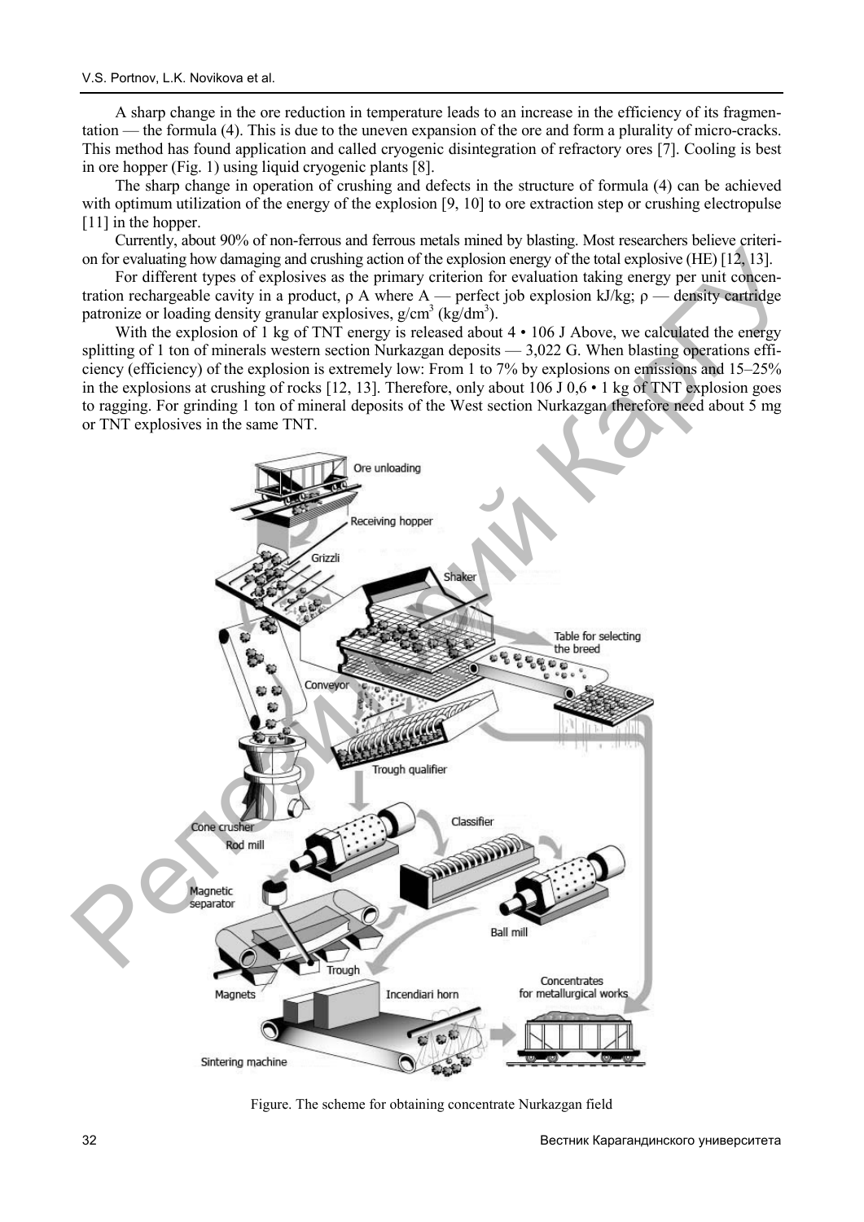A sharp change in the ore reduction in temperature leads to an increase in the efficiency of its fragmentation — the formula (4). This is due to the uneven expansion of the ore and form a plurality of micro-cracks. This method has found application and called cryogenic disintegration of refractory ores [7]. Cooling is best in ore hopper (Fig. 1) using liquid cryogenic plants [8].

The sharp change in operation of crushing and defects in the structure of formula (4) can be achieved with optimum utilization of the energy of the explosion [9, 10] to ore extraction step or crushing electropulse [11] in the hopper.

Currently, about 90% of non-ferrous and ferrous metals mined by blasting. Most researchers believe criterion for evaluating how damaging and crushing action of the explosion energy of the total explosive (HE) [12, 13].

For different types of explosives as the primary criterion for evaluation taking energy per unit concentration rechargeable cavity in a product, ρ A where A — perfect job explosion kJ/kg; ρ — density cartridge patronize or loading density granular explosives, g/cm$^3$ (kg/dm$^3$).

With the explosion of 1 kg of TNT energy is released about 4 • 106 J Above, we calculated the energy splitting of 1 ton of minerals western section Nurkazgan deposits — 3,022 G. When blasting operations efficiency (efficiency) of the explosion is extremely low: From 1 to 7% by explosions on emissions and 15–25% in the explosions at crushing of rocks [12, 13]. Therefore, only about 106 J 0,6 • 1 kg of TNT explosion goes to ragging. For grinding 1 ton of mineral deposits of the West section Nurkazgan therefore need about 5 mg or TNT explosives in the same TNT.

Figure. The scheme for obtaining concentrate Nurkazgan field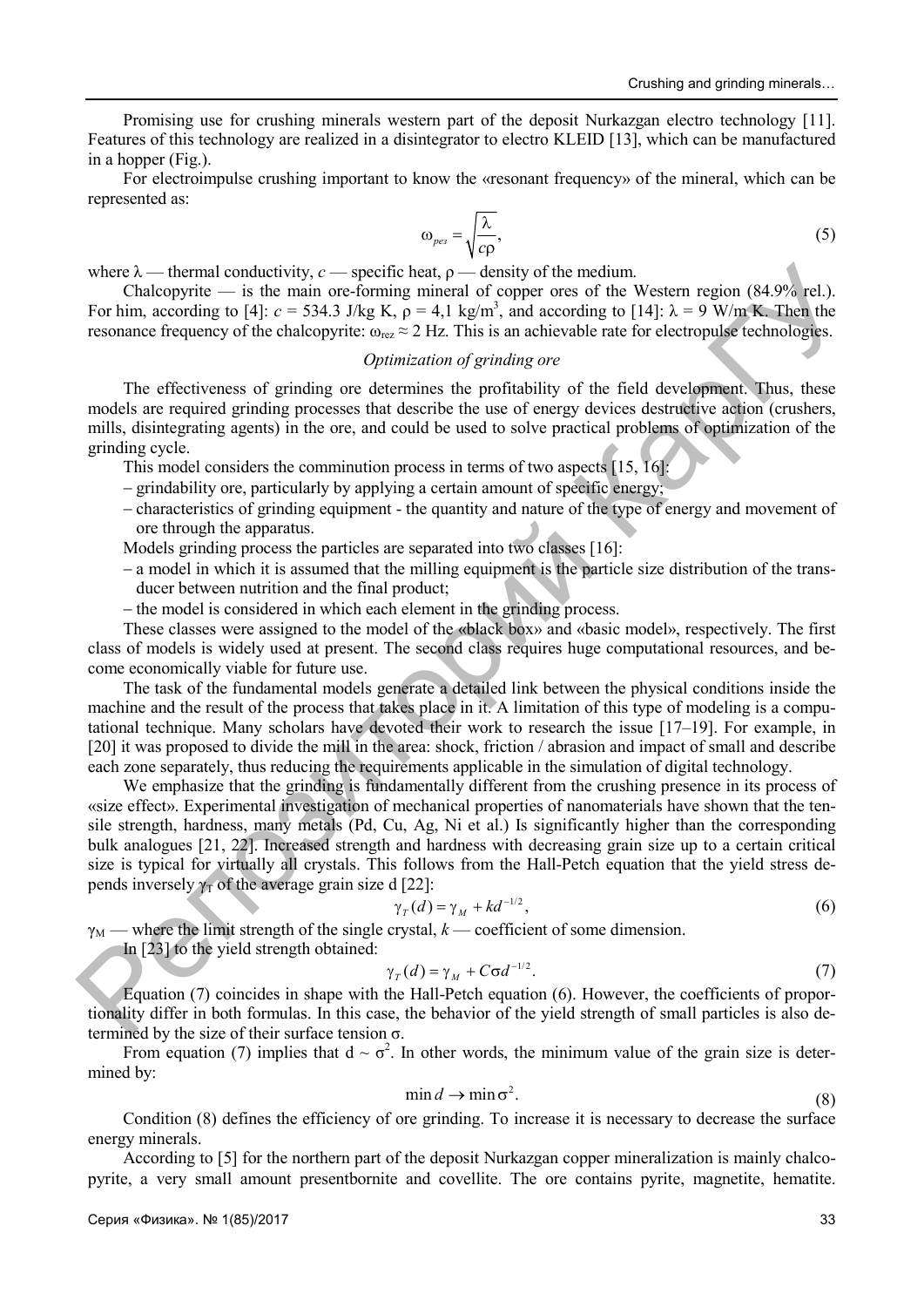Promising use for crushing minerals western part of the deposit Nurkazgan electro technology [11]. Features of this technology are realized in a disintegrator to electro KLEID [13], which can be manufactured in a hopper (Fig.).

For electroimpulse crushing important to know the «resonant frequency» of the mineral, which can be represented as:

$$\omega_{рез} = \sqrt{\frac{\lambda}{c\rho}}, \tag{5}$$

where $\lambda$ — thermal conductivity, $c$ — specific heat, $\rho$ — density of the medium.

Chalcopyrite — is the main ore-forming mineral of copper ores of the Western region (84.9% rel.). For him, according to [4]: $c$ = 534.3 J/kg K, $\rho$ = 4,1 kg/m$^3$, and according to [14]: $\lambda$ = 9 W/m K. Then the resonance frequency of the chalcopyrite: $\omega_{rez} \approx 2$ Hz. This is an achievable rate for electropulse technologies.

### *Optimization of grinding ore*

The effectiveness of grinding ore determines the profitability of the field development. Thus, these models are required grinding processes that describe the use of energy devices destructive action (crushers, mills, disintegrating agents) in the ore, and could be used to solve practical problems of optimization of the grinding cycle.

This model considers the comminution process in terms of two aspects [15, 16]:

- grindability ore, particularly by applying a certain amount of specific energy;
- characteristics of grinding equipment - the quantity and nature of the type of energy and movement of ore through the apparatus.

Models grinding process the particles are separated into two classes [16]:

- a model in which it is assumed that the milling equipment is the particle size distribution of the transducer between nutrition and the final product;
- the model is considered in which each element in the grinding process.

These classes were assigned to the model of the «black box» and «basic model», respectively. The first class of models is widely used at present. The second class requires huge computational resources, and become economically viable for future use.

The task of the fundamental models generate a detailed link between the physical conditions inside the machine and the result of the process that takes place in it. A limitation of this type of modeling is a computational technique. Many scholars have devoted their work to research the issue [17–19]. For example, in [20] it was proposed to divide the mill in the area: shock, friction / abrasion and impact of small and describe each zone separately, thus reducing the requirements applicable in the simulation of digital technology.

We emphasize that the grinding is fundamentally different from the crushing presence in its process of «size effect». Experimental investigation of mechanical properties of nanomaterials have shown that the tensile strength, hardness, many metals (Pd, Cu, Ag, Ni et al.) Is significantly higher than the corresponding bulk analogues [21, 22]. Increased strength and hardness with decreasing grain size up to a certain critical size is typical for virtually all crystals. This follows from the Hall-Petch equation that the yield stress depends inversely $\gamma_T$ of the average grain size d [22]:

$$\gamma_T(d) = \gamma_M + kd^{-1/2}, \tag{6}$$

$\gamma_M$ — where the limit strength of the single crystal, $k$ — coefficient of some dimension.

In [23] to the yield strength obtained:

$$\gamma_T(d) = \gamma_M + C\sigma d^{-1/2}. \tag{7}$$

Equation (7) coincides in shape with the Hall-Petch equation (6). However, the coefficients of proportionality differ in both formulas. In this case, the behavior of the yield strength of small particles is also determined by the size of their surface tension $\sigma$.

From equation (7) implies that $d \sim \sigma^2$. In other words, the minimum value of the grain size is determined by:

$$\min d \to \min \sigma^2. \tag{8}$$

Condition (8) defines the efficiency of ore grinding. To increase it is necessary to decrease the surface energy minerals.

According to [5] for the northern part of the deposit Nurkazgan copper mineralization is mainly chalcopyrite, a very small amount presentbornite and covellite. The ore contains pyrite, magnetite, hematite.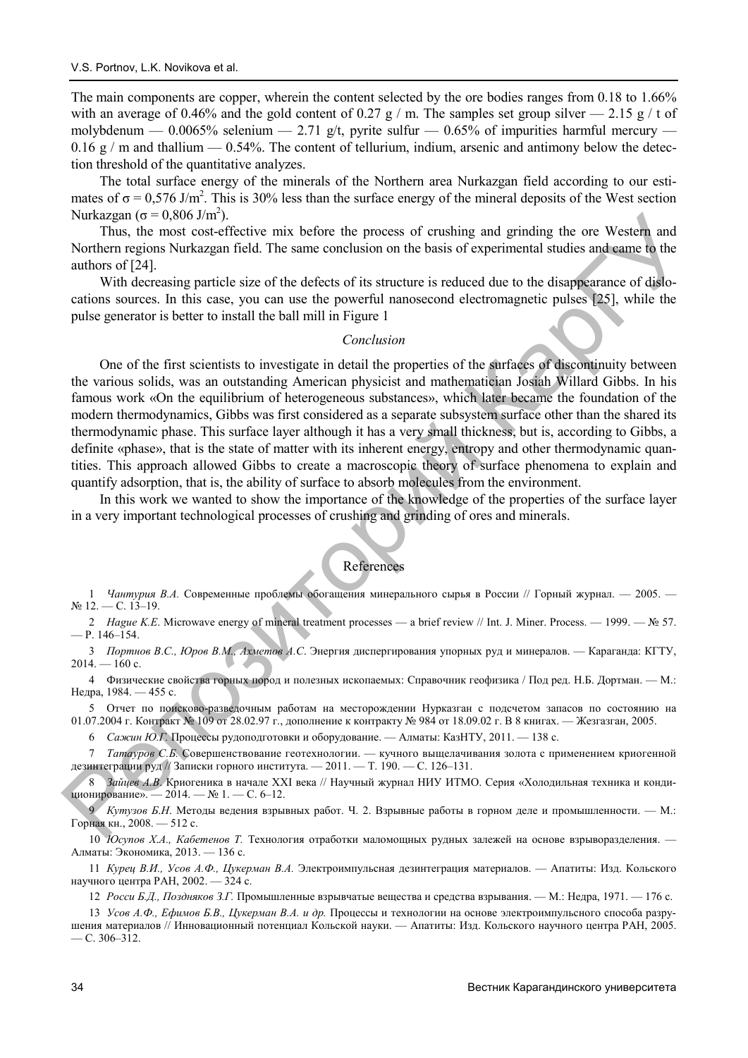The main components are copper, wherein the content selected by the ore bodies ranges from 0.18 to 1.66% with an average of 0.46% and the gold content of 0.27 g / m. The samples set group silver — 2.15 g / t of molybdenum — 0.0065% selenium — 2.71 g/t, pyrite sulfur — 0.65% of impurities harmful mercury — 0.16 g / m and thallium — 0.54%. The content of tellurium, indium, arsenic and antimony below the detection threshold of the quantitative analyzes.

The total surface energy of the minerals of the Northern area Nurkazgan field according to our estimates of $\sigma = 0{,}576$ J/m$^2$. This is 30% less than the surface energy of the mineral deposits of the West section Nurkazgan ($\sigma = 0{,}806$ J/m$^2$).

Thus, the most cost-effective mix before the process of crushing and grinding the ore Western and Northern regions Nurkazgan field. The same conclusion on the basis of experimental studies and came to the authors of [24].

With decreasing particle size of the defects of its structure is reduced due to the disappearance of dislocations sources. In this case, you can use the powerful nanosecond electromagnetic pulses [25], while the pulse generator is better to install the ball mill in Figure 1

## *Conclusion*

One of the first scientists to investigate in detail the properties of the surfaces of discontinuity between the various solids, was an outstanding American physicist and mathematician Josiah Willard Gibbs. In his famous work «On the equilibrium of heterogeneous substances», which later became the foundation of the modern thermodynamics, Gibbs was first considered as a separate subsystem surface other than the shared its thermodynamic phase. This surface layer although it has a very small thickness, but is, according to Gibbs, a definite «phase», that is the state of matter with its inherent energy, entropy and other thermodynamic quantities. This approach allowed Gibbs to create a macroscopic theory of surface phenomena to explain and quantify adsorption, that is, the ability of surface to absorb molecules from the environment.

In this work we wanted to show the importance of the knowledge of the properties of the surface layer in a very important technological processes of crushing and grinding of ores and minerals.

## References

1 *Чантурия В.А.* Современные проблемы обогащения минерального сырья в России // Горный журнал. — 2005. — № 12. — С. 13–19.

2 *Hague K.E.* Microwave energy of mineral treatment processes — a brief review // Int. J. Miner. Process. — 1999. — № 57. — P. 146–154.

3 *Портнов В.С., Юров В.М., Ахметов А.С.* Энергия диспергирования упорных руд и минералов. — Караганда: КГТУ, 2014. — 160 с.

4 Физические свойства горных пород и полезных ископаемых: Справочник геофизика / Под ред. Н.Б. Дортман. — М.: Недра, 1984. — 455 с.

5 Отчет по поисково-разведочным работам на месторождении Нурказган с подсчетом запасов по состоянию на 01.07.2004 г. Контракт № 109 от 28.02.97 г., дополнение к контракту № 984 от 18.09.02 г. В 8 книгах. — Жезгазган, 2005.

6 *Сажин Ю.Г.* Процессы рудоподготовки и оборудование. — Алматы: КазНТУ, 2011. — 138 с.

7 *Татауров С.Б.* Совершенствование геотехнологии. — кучного выщелачивания золота с применением криогенной дезинтеграции руд // Записки горного института. — 2011. — Т. 190. — С. 126–131.

8 *Зайцев А.В.* Криогеника в начале XXI века // Научный журнал НИУ ИТМО. Серия «Холодильная техника и кондиционирование». — 2014. — № 1. — С. 6–12.

9 *Кутузов Б.Н.* Методы ведения взрывных работ. Ч. 2. Взрывные работы в горном деле и промышленности. — М.: Горная кн., 2008. — 512 с.

10 *Юсупов Х.А., Кабетенов Т.* Технология отработки маломощных рудных залежей на основе взрыворазделения. — Алматы: Экономика, 2013. — 136 с.

11 *Курец В.И., Усов А.Ф., Цукерман В.А.* Электроимпульсная дезинтеграция материалов. — Апатиты: Изд. Кольского научного центра РАН, 2002. — 324 с.

12 *Росси Б.Д., Поздняков З.Г.* Промышленные взрывчатые вещества и средства взрывания. — М.: Недра, 1971. — 176 с.

13 *Усов А.Ф., Ефимов Б.В., Цукерман В.А. и др.* Процессы и технологии на основе электроимпульсного способа разрушения материалов // Инновационный потенциал Кольской науки. — Апатиты: Изд. Кольского научного центра РАН, 2005. — С. 306–312.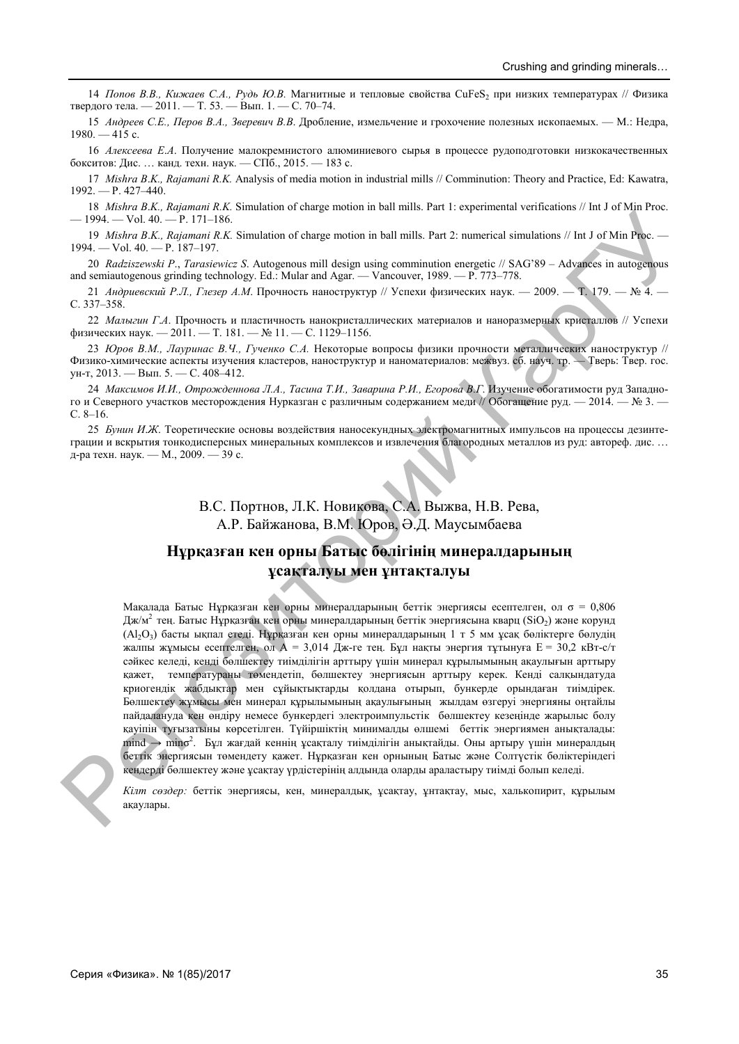14 *Попов В.В., Кижаев С.А., Рудь Ю.В.* Магнитные и тепловые свойства $CuFeS_2$ при низких температурах // Физика твердого тела. — 2011. — Т. 53. — Вып. 1. — С. 70–74.

15 *Андреев С.Е., Перов В.А., Зверевич В.В.* Дробление, измельчение и грохочение полезных ископаемых. — М.: Недра, 1980. — 415 с.

16 *Алексеева Е.А.* Получение малокремнистого алюминиевого сырья в процессе рудоподготовки низкокачественных бокситов: Дис. … канд. техн. наук. — СПб., 2015. — 183 с.

17 *Mishra B.K., Rajamani R.K.* Analysis of media motion in industrial mills // Comminution: Theory and Practice, Ed: Kawatra, 1992. — P. 427–440.

18 *Mishra B.K., Rajamani R.K.* Simulation of charge motion in ball mills. Part 1: experimental verifications // Int J of Min Proc. — 1994. — Vol. 40. — P. 171–186.

19 *Mishra B.K., Rajamani R.K.* Simulation of charge motion in ball mills. Part 2: numerical simulations // Int J of Min Proc. — 1994. — Vol. 40. — P. 187–197.

20 *Radziszewski P., Tarasiewicz S.* Autogenous mill design using comminution energetic // SAG'89 – Advances in autogenous and semiautogenous grinding technology. Ed.: Mular and Agar. — Vancouver, 1989. — P. 773–778.

21 *Андриевский Р.Л., Глезер А.М.* Прочность наноструктур // Успехи физических наук. — 2009. — Т. 179. — № 4. — С. 337–358.

22 *Малыгин Г.А.* Прочность и пластичность нанокристаллических материалов и наноразмерных кристаллов // Успехи физических наук. — 2011. — Т. 181. — № 11. — С. 1129–1156.

23 *Юров В.М., Лауринас В.Ч., Гученко С.А.* Некоторые вопросы физики прочности металлических наноструктур // Физико-химические аспекты изучения кластеров, наноструктур и наноматериалов: межвуз. сб. науч. тр. — Тверь: Твер. гос. ун-т, 2013. — Вып. 5. — С. 408–412.

24 *Максимов И.И., Отрожденнова Л.А., Тасина Т.И., Заварина Р.И., Егорова В.Г.* Изучение обогатимости руд Западного и Северного участков месторождения Нурказган с различным содержанием меди // Обогащение руд. — 2014. — № 3. — С. 8–16.

25 *Бунин И.Ж.* Теоретические основы воздействия наносекундных электромагнитных импульсов на процессы дезинтеграции и вскрытия тонкодисперсных минеральных комплексов и извлечения благородных металлов из руд: автореф. дис. … д-ра техн. наук. — М., 2009. — 39 с.

В.С. Портнов, Л.К. Новикова, С.А. Выжва, Н.В. Рева, А.Р. Байжанова, В.М. Юров, Ә.Д. Маусымбаева

## Нұрқазған кен орны Батыс бөлігінің минералдарының ұсақталуы мен ұнтақталуы

Мақалада Батыс Нұрқазған кен орны минералдарының беттік энергиясы есептелген, ол $\sigma$ = 0,806 Дж/м$^2$ тең. Батыс Нұрқазған кен орны минералдарының беттік энергиясына кварц ($SiO_2$) және корунд ($Al_2O_3$) басты ықпал етеді. Нұрқазған кен орны минералдарының 1 т 5 мм ұсақ бөліктерге бөлудің жалпы жұмысы есептелген, ол А = 3,014 Дж-ге тең. Бұл нақты энергия тұтынуға Е = 30,2 кВт-с/т сәйкес келеді, кенді бөлшектеу тиімділігін арттыру үшін минерал құрылымының ақаулығын арттыру қажет, температураны төмендетіп, бөлшектеу энергиясын арттыру керек. Кенді салқындатуда криогендік жабдықтар мен сұйықтықтарды қолдана отырып, бункерде орындаған тиімдірек. Бөлшектеу жұмысы мен минерал құрылымының ақаулығының жылдам өзгеруі энергияны оңтайлы пайдалануда кен өндіру немесе бункердегі электроимпульстік бөлшектеу кезеңінде жарылыс болу қаупін туғызатыны көрсетілген. Түйіршіктің минималды өлшемі беттік энергиямен анықталады: $\min d \rightarrow \min \sigma^2$. Бұл жағдай кеннің ұсақталу тиімділігін анықтайды. Оны арттыру үшін минералдың беттік энергиясын төмендету қажет. Нұрқазған кен орнының Батыс және Солтүстік бөліктеріндегі кендерді бөлшектеу және ұсақтау үрдістерінің алдында оларды араластыру тиімді болып келеді.

*Кілт сөздер:* беттік энергиясы, кен, минералдық, ұсақтау, ұнтақтау, мыс, халькопирит, құрылым ақаулары.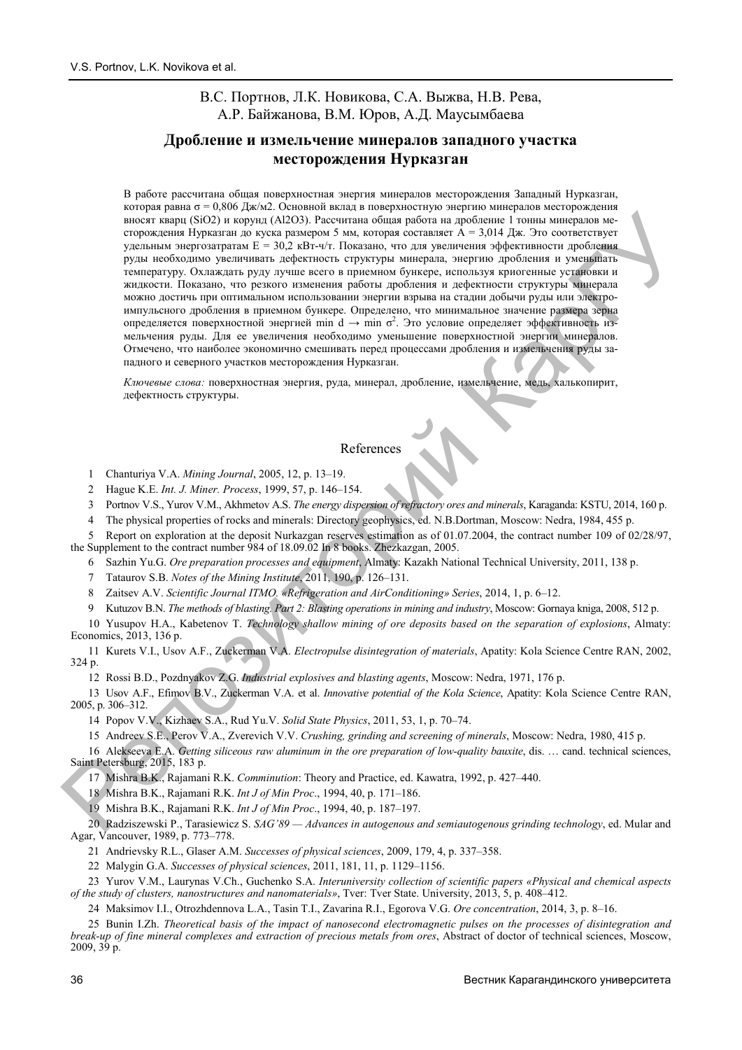В.С. Портнов, Л.К. Новикова, С.А. Выжва, Н.В. Рева, А.Р. Байжанова, В.М. Юров, А.Д. Маусымбаева

## Дробление и измельчение минералов западного участка месторождения Нурказган

В работе рассчитана общая поверхностная энергия минералов месторождения Западный Нурказган, которая равна σ = 0,806 Дж/м2. Основной вклад в поверхностную энергию минералов месторождения вносят кварц (SiO2) и корунд (Al2O3). Рассчитана общая работа на дробление 1 тонны минералов месторождения Нурказган до куска размером 5 мм, которая составляет A = 3,014 Дж. Это соответствует удельным энергозатратам E = 30,2 кВт-ч/т. Показано, что для увеличения эффективности дробления руды необходимо увеличивать дефектность структуры минерала, энергию дробления и уменьшать температуру. Охлаждать руду лучше всего в приемном бункере, используя криогенные установки и жидкости. Показано, что резкого изменения работы дробления и дефектности структуры минерала можно достичь при оптимальном использовании энергии взрыва на стадии добычи руды или электроимпульсного дробления в приемном бункере. Определено, что минимальное значение размера зерна определяется поверхностной энергией min d → min $\sigma^2$. Это условие определяет эффективность измельчения руды. Для ее увеличения необходимо уменьшение поверхностной энергии минералов. Отмечено, что наиболее экономично смешивать перед процессами дробления и измельчения руды западного и северного участков месторождения Нурказган.

*Ключевые слова:* поверхностная энергия, руда, минерал, дробление, измельчение, медь, халькопирит, дефектность структуры.

### References

1 Chanturiya V.A. *Mining Journal*, 2005, 12, p. 13–19.

2 Hague K.E. *Int. J. Miner. Process*, 1999, 57, p. 146–154.

3 Portnov V.S., Yurov V.M., Akhmetov A.S. *The energy dispersion of refractory ores and minerals*, Karaganda: KSTU, 2014, 160 p.

4 The physical properties of rocks and minerals: Directory geophysics, ed. N.B.Dortman, Moscow: Nedra, 1984, 455 p.

5 Report on exploration at the deposit Nurkazgan reserves estimation as of 01.07.2004, the contract number 109 of 02/28/97, the Supplement to the contract number 984 of 18.09.02 In 8 books. Zhezkazgan, 2005.

6 Sazhin Yu.G. *Ore preparation processes and equipment*, Almaty: Kazakh National Technical University, 2011, 138 p.

7 Tataurov S.B. *Notes of the Mining Institute*, 2011, 190, p. 126–131.

8 Zaitsev A.V. *Scientific Journal ITMO. «Refrigeration and AirConditioning» Series*, 2014, 1, p. 6–12.

9 Kutuzov B.N. *The methods of blasting. Part 2: Blasting operations in mining and industry*, Moscow: Gornaya kniga, 2008, 512 p.

10 Yusupov H.A., Kabetenov T. *Technology shallow mining of ore deposits based on the separation of explosions*, Almaty: Economics, 2013, 136 p.

11 Kurets V.I., Usov A.F., Zuckerman V.A. *Electropulse disintegration of materials*, Apatity: Kola Science Centre RAN, 2002, 324 p.

12 Rossi B.D., Pozdnyakov Z.G. *Industrial explosives and blasting agents*, Moscow: Nedra, 1971, 176 p.

13 Usov A.F., Efimov B.V., Zuckerman V.A. et al. *Innovative potential of the Kola Science*, Apatity: Kola Science Centre RAN, 2005, p. 306–312.

14 Popov V.V., Kizhaev S.A., Rud Yu.V. *Solid State Physics*, 2011, 53, 1, p. 70–74.

15 Andreev S.E., Perov V.A., Zverevich V.V. *Crushing, grinding and screening of minerals*, Moscow: Nedra, 1980, 415 p.

16 Alekseeva E.A. *Getting siliceous raw aluminum in the ore preparation of low-quality bauxite*, dis. … cand. technical sciences, Saint Petersburg, 2015, 183 p.

17 Mishra B.K., Rajamani R.K. *Comminution*: Theory and Practice, ed. Kawatra, 1992, p. 427–440.

18 Mishra B.K., Rajamani R.K. *Int J of Min Proc*., 1994, 40, p. 171–186.

19 Mishra B.K., Rajamani R.K. *Int J of Min Proc*., 1994, 40, p. 187–197.

20 Radziszewski P., Tarasiewicz S. *SAG'89 — Advances in autogenous and semiautogenous grinding technology*, ed. Mular and Agar, Vancouver, 1989, p. 773–778.

21 Andrievsky R.L., Glaser A.M. *Successes of physical sciences*, 2009, 179, 4, p. 337–358.

22 Malygin G.A. *Successes of physical sciences*, 2011, 181, 11, p. 1129–1156.

23 Yurov V.M., Laurynas V.Ch., Guchenko S.A. *Interuniversity collection of scientific papers «Physical and chemical aspects of the study of clusters, nanostructures and nanomaterials»*, Tver: Tver State. University, 2013, 5, p. 408–412.

24 Maksimov I.I., Otrozhdennova L.A., Tasin T.I., Zavarina R.I., Egorova V.G. *Ore concentration*, 2014, 3, p. 8–16.

25 Bunin I.Zh. *Theoretical basis of the impact of nanosecond electromagnetic pulses on the processes of disintegration and break-up of fine mineral complexes and extraction of precious metals from ores*, Abstract of doctor of technical sciences, Moscow, 2009, 39 p.